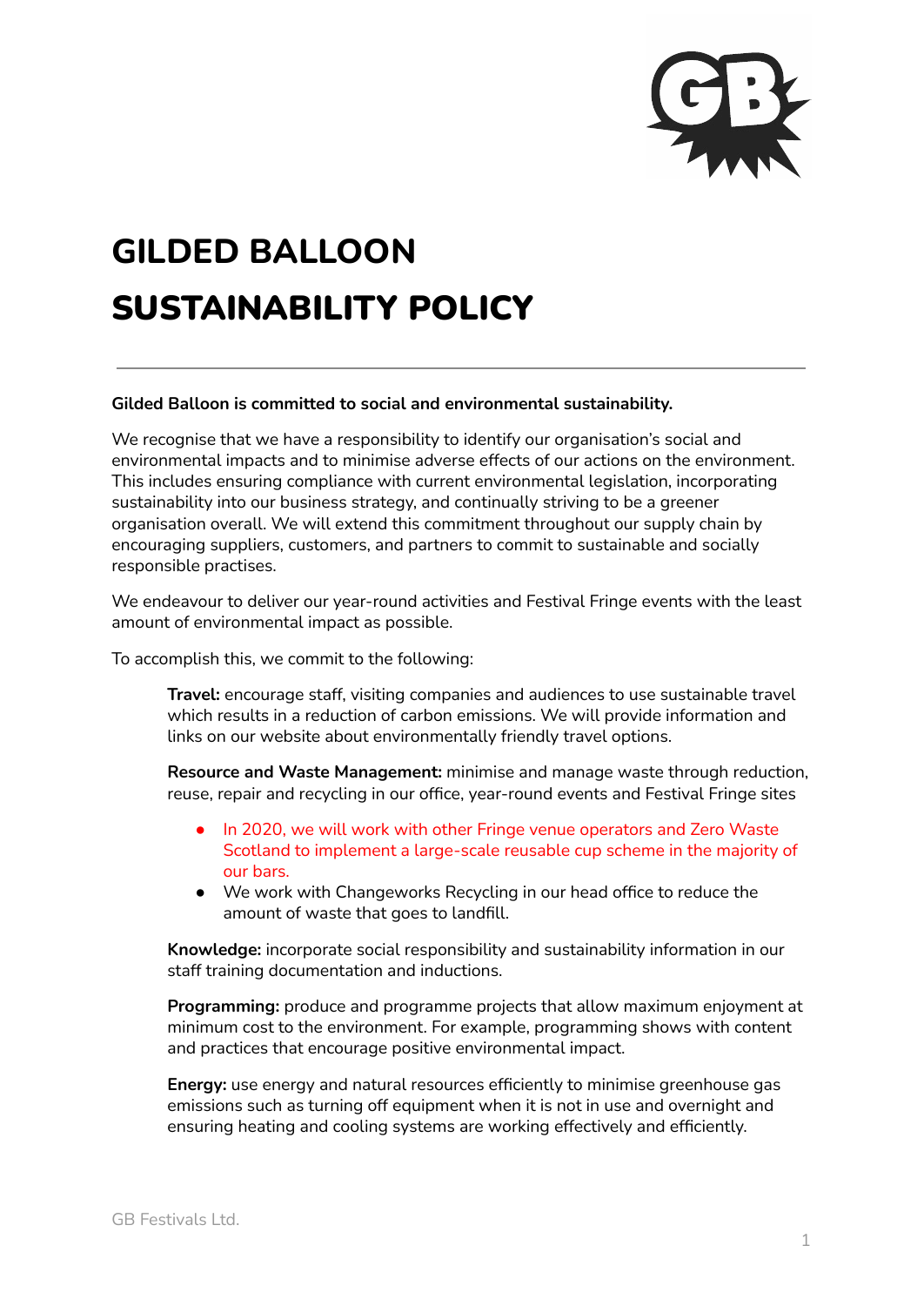# GILDED BALLOON

# SUSTAINABILITY POLICY

---

**Gilded Balloon is committed to social and environmental sustainability.**

We recognise that we have a responsibility to identify our organisation's social and environmental impacts and to minimise adverse effects of our actions on the environment. This includes ensuring compliance with current environmental legislation, incorporating sustainability into our business strategy, and continually striving to be a greener organisation overall. We will extend this commitment throughout our supply chain by encouraging suppliers, customers, and partners to commit to sustainable and socially responsible practises.

We endeavour to deliver our year-round activities and Festival Fringe events with the least amount of environmental impact as possible.

To accomplish this, we commit to the following:

**Travel:** encourage staff, visiting companies and audiences to use sustainable travel which results in a reduction of carbon emissions. We will provide information and links on our website about environmentally friendly travel options.

**Resource and Waste Management:** minimise and manage waste through reduction, reuse, repair and recycling in our office, year-round events and Festival Fringe sites

- In 2020, we will work with other Fringe venue operators and Zero Waste Scotland to implement a large-scale reusable cup scheme in the majority of our bars.
- We work with Changeworks Recycling in our head office to reduce the amount of waste that goes to landfill.

**Knowledge:** incorporate social responsibility and sustainability information in our staff training documentation and inductions.

**Programming:** produce and programme projects that allow maximum enjoyment at minimum cost to the environment. For example, programming shows with content and practices that encourage positive environmental impact.

**Energy:** use energy and natural resources efficiently to minimise greenhouse gas emissions such as turning off equipment when it is not in use and overnight and ensuring heating and cooling systems are working effectively and efficiently.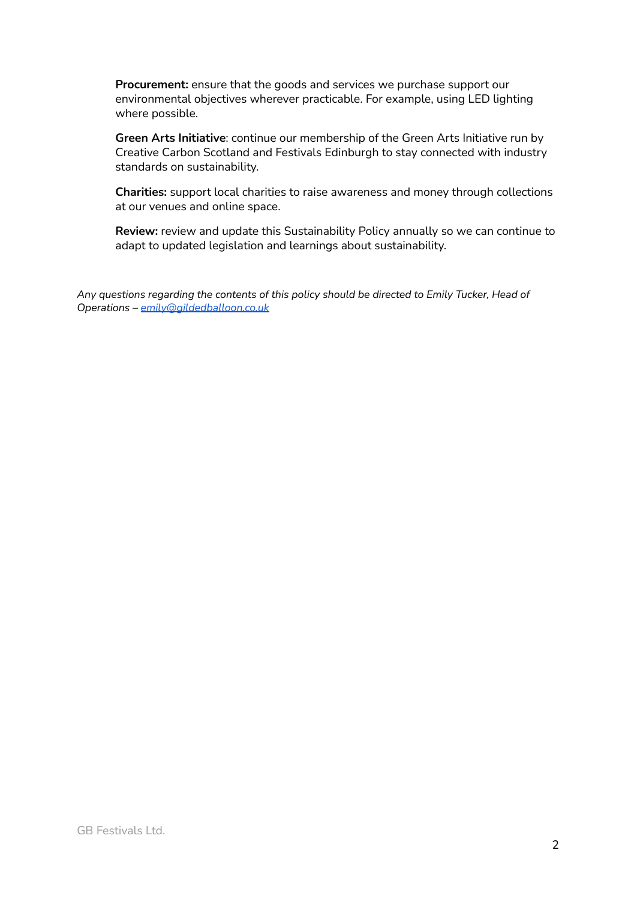**Procurement:** ensure that the goods and services we purchase support our environmental objectives wherever practicable. For example, using LED lighting where possible.

**Green Arts Initiative**: continue our membership of the Green Arts Initiative run by Creative Carbon Scotland and Festivals Edinburgh to stay connected with industry standards on sustainability.

**Charities:** support local charities to raise awareness and money through collections at our venues and online space.

**Review:** review and update this Sustainability Policy annually so we can continue to adapt to updated legislation and learnings about sustainability.

*Any questions regarding the contents of this policy should be directed to Emily Tucker, Head of Operations – [emily@gildedballoon.co.uk](mailto:emily@gildedballoon.co.uk)*